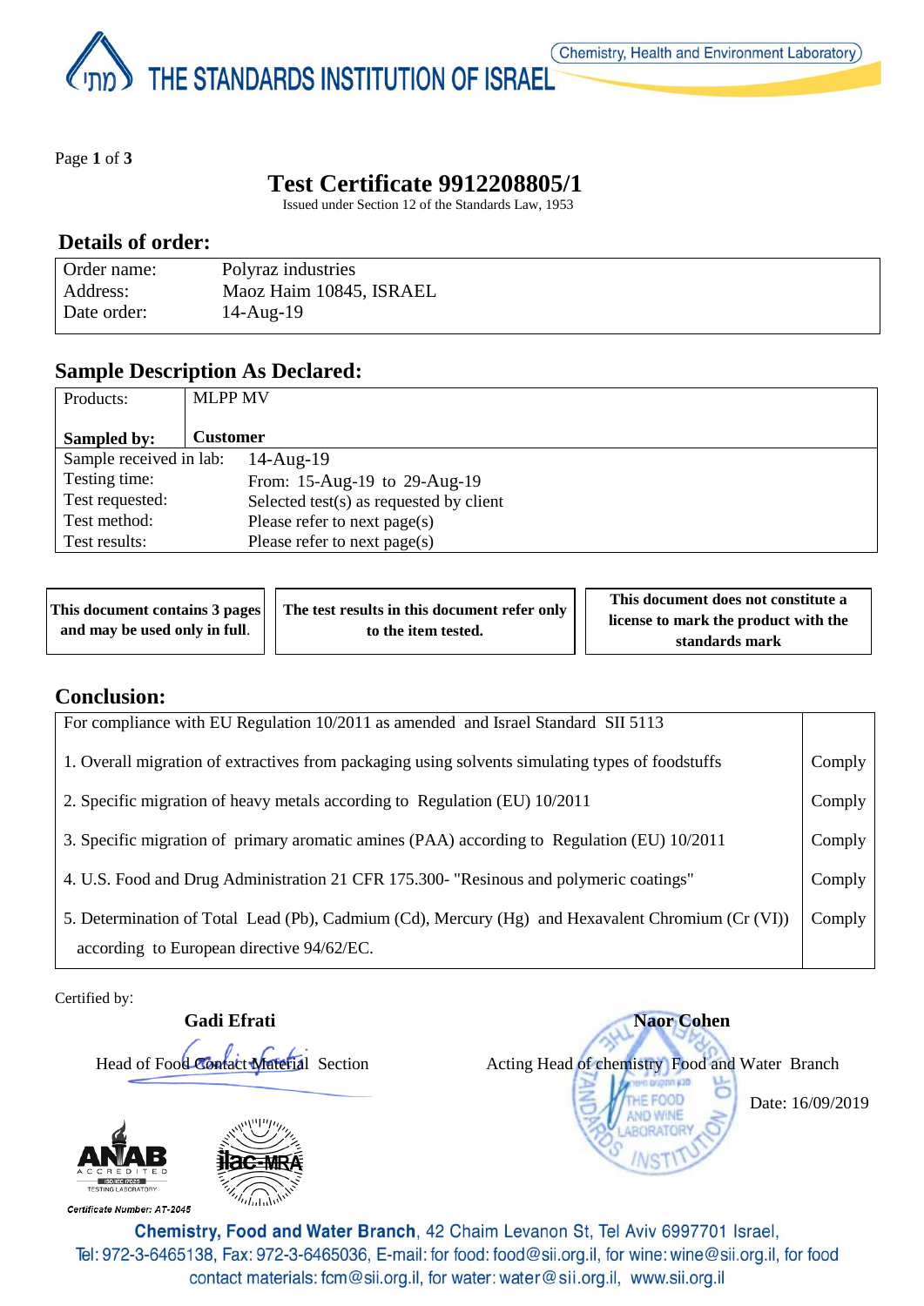THE STANDARDS INSTITUTION OF ISRAEL

Chemistry, Health and Environment Laboratory

# Test Certificate 9912208805/1

Issued under Section 12 of the Standards Law, 1953

## Details of order:

| | |
|---|---|
| Order name: | Polyraz industries |
| Address: | Maoz Haim 10845, ISRAEL |
| Date order: | 14-Aug-19 |

## Sample Description As Declared:

| | |
|---|---|
| Products: | MLPP MV |
| **Sampled by:** | **Customer** |
| Sample received in lab: | 14-Aug-19 |
| Testing time: | From: 15-Aug-19 to 29-Aug-19 |
| Test requested: | Selected test(s) as requested by client |
| Test method: | Please refer to next page(s) |
| Test results: | Please refer to next page(s) |

| | | |
|---|---|---|
| **This document contains 3 pages and may be used only in full.** | **The test results in this document refer only to the item tested.** | **This document does not constitute a license to mark the product with the standards mark** |

## Conclusion:

| For compliance with EU Regulation 10/2011 as amended and Israel Standard SII 5113 | |
|---|---|
| 1. Overall migration of extractives from packaging using solvents simulating types of foodstuffs | Comply |
| 2. Specific migration of heavy metals according to Regulation (EU) 10/2011 | Comply |
| 3. Specific migration of primary aromatic amines (PAA) according to Regulation (EU) 10/2011 | Comply |
| 4. U.S. Food and Drug Administration 21 CFR 175.300- "Resinous and polymeric coatings" | Comply |
| 5. Determination of Total Lead (Pb), Cadmium (Cd), Mercury (Hg) and Hexavalent Chromium (Cr (VI)) according to European directive 94/62/EC. | Comply |

Certified by:

**Gadi Efrati**
Head of Food Contact Material Section

**Naor Cohen**
Acting Head of chemistry Food and Water Branch

Date: 16/09/2019

ANAB ACCREDITED ISO/IEC 17025 TESTING LABORATORY

Certificate Number: AT-2045

ilac-MRA

**Chemistry, Food and Water Branch**, 42 Chaim Levanon St, Tel Aviv 6997701 Israel,
Tel: 972-3-6465138, Fax: 972-3-6465036, E-mail: for food: food@sii.org.il, for wine: wine@sii.org.il, for food contact materials: fcm@sii.org.il, for water: water@sii.org.il, www.sii.org.il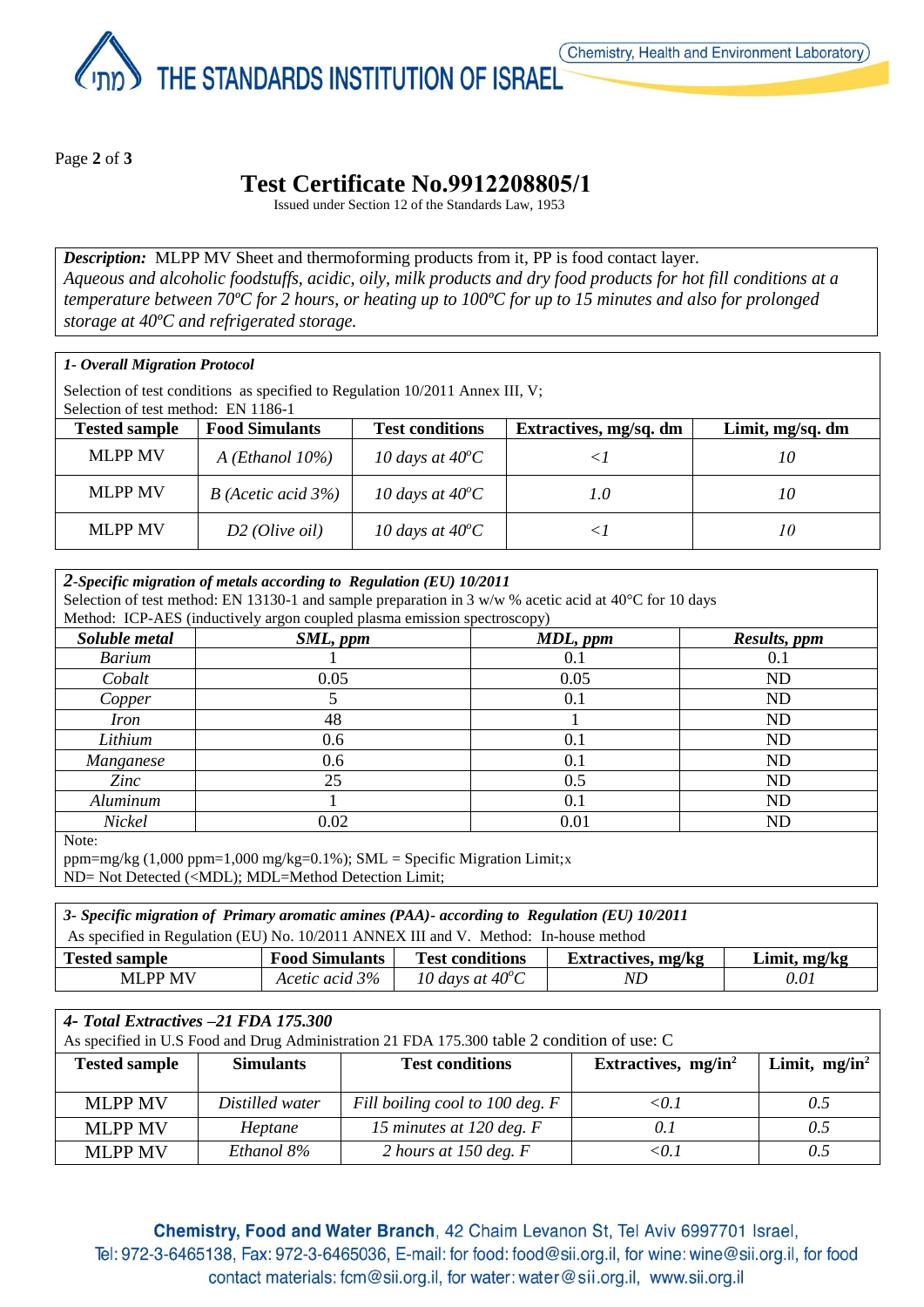# Test Certificate No.9912208805/1

Issued under Section 12 of the Standards Law, 1953

***Description:*** MLPP MV Sheet and thermoforming products from it, PP is food contact layer.
*Aqueous and alcoholic foodstuffs, acidic, oily, milk products and dry food products for hot fill conditions at a temperature between 70ºC for 2 hours, or heating up to 100ºC for up to 15 minutes and also for prolonged storage at 40ºC and refrigerated storage.*

***1- Overall Migration Protocol***

Selection of test conditions as specified to Regulation 10/2011 Annex III, V;
Selection of test method: EN 1186-1

| Tested sample | Food Simulants | Test conditions | Extractives, mg/sq. dm | Limit, mg/sq. dm |
|---|---|---|---|---|
| MLPP MV | *A (Ethanol 10%)* | *10 days at 40ºC* | *<1* | *10* |
| MLPP MV | *B (Acetic acid 3%)* | *10 days at 40ºC* | *1.0* | *10* |
| MLPP MV | *D2 (Olive oil)* | *10 days at 40ºC* | *<1* | *10* |

***2-Specific migration of metals according to Regulation (EU) 10/2011***

Selection of test method: EN 13130-1 and sample preparation in 3 w/w % acetic acid at 40°C for 10 days
Method: ICP-AES (inductively argon coupled plasma emission spectroscopy)

| *Soluble metal* | *SML, ppm* | *MDL, ppm* | *Results, ppm* |
|---|---|---|---|
| *Barium* | 1 | 0.1 | 0.1 |
| *Cobalt* | 0.05 | 0.05 | ND |
| *Copper* | 5 | 0.1 | ND |
| *Iron* | 48 | 1 | ND |
| *Lithium* | 0.6 | 0.1 | ND |
| *Manganese* | 0.6 | 0.1 | ND |
| *Zinc* | 25 | 0.5 | ND |
| *Aluminum* | 1 | 0.1 | ND |
| *Nickel* | 0.02 | 0.01 | ND |

Note:
ppm=mg/kg (1,000 ppm=1,000 mg/kg=0.1%); SML = Specific Migration Limit;x
ND= Not Detected (<MDL); MDL=Method Detection Limit;

***3- Specific migration of Primary aromatic amines (PAA)- according to Regulation (EU) 10/2011***

As specified in Regulation (EU) No. 10/2011 ANNEX III and V. Method: In-house method

| Tested sample | Food Simulants | Test conditions | Extractives, mg/kg | Limit, mg/kg |
|---|---|---|---|---|
| MLPP MV | *Acetic acid 3%* | *10 days at 40ºC* | *ND* | *0.01* |

***4- Total Extractives –21 FDA 175.300***

As specified in U.S Food and Drug Administration 21 FDA 175.300 table 2 condition of use: C

| Tested sample | Simulants | Test conditions | Extractives, $mg/in^2$ | Limit, $mg/in^2$ |
|---|---|---|---|---|
| MLPP MV | *Distilled water* | *Fill boiling cool to 100 deg. F* | *<0.1* | *0.5* |
| MLPP MV | *Heptane* | *15 minutes at 120 deg. F* | *0.1* | *0.5* |
| MLPP MV | *Ethanol 8%* | *2 hours at 150 deg. F* | *<0.1* | *0.5* |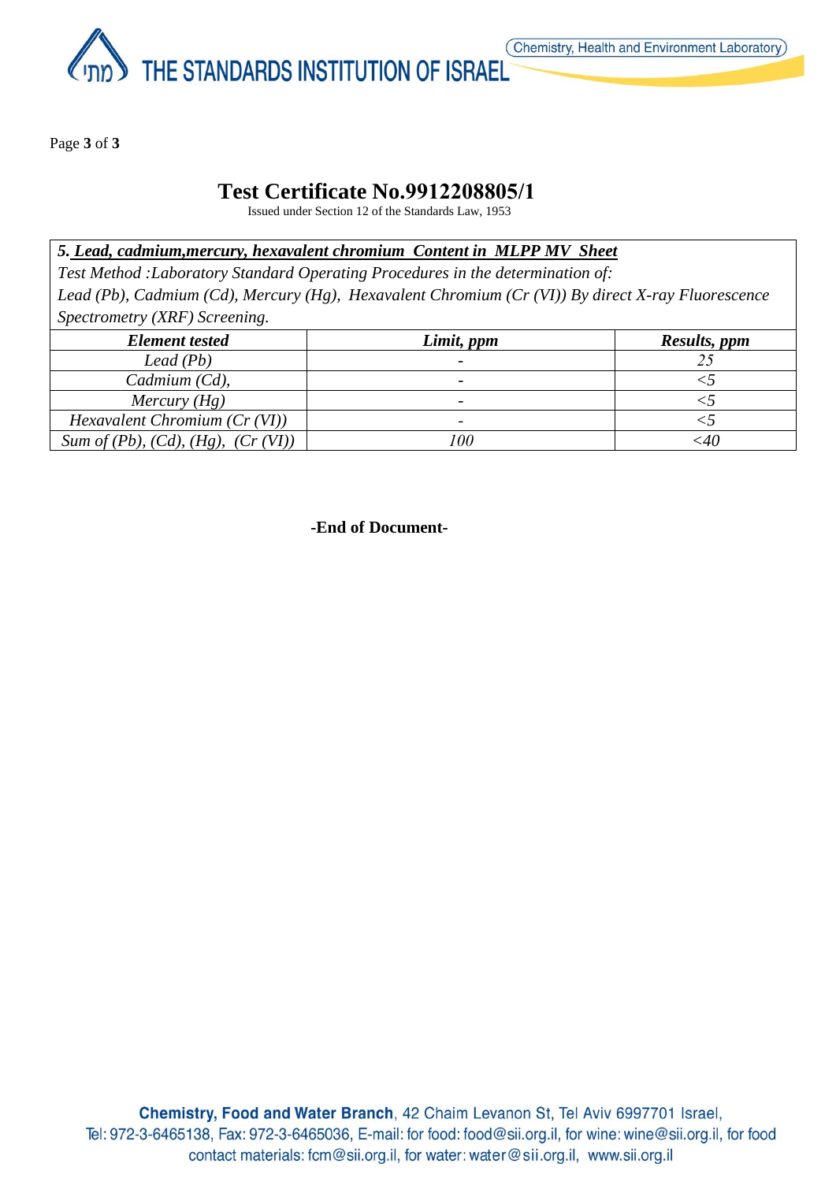# Test Certificate No.9912208805/1

Issued under Section 12 of the Standards Law, 1953

***5. Lead, cadmium,mercury, hexavalent chromium Content in MLPP MV Sheet***

*Test Method :Laboratory Standard Operating Procedures in the determination of:*
*Lead (Pb), Cadmium (Cd), Mercury (Hg), Hexavalent Chromium (Cr (VI)) By direct X-ray Fluorescence Spectrometry (XRF) Screening.*

| ***Element tested*** | ***Limit, ppm*** | ***Results, ppm*** |
|---|---|---|
| *Lead (Pb)* | - | *25* |
| *Cadmium (Cd),* | - | *<5* |
| *Mercury (Hg)* | - | *<5* |
| *Hexavalent Chromium (Cr (VI))* | - | *<5* |
| *Sum of (Pb), (Cd), (Hg), (Cr (VI))* | *100* | *<40* |

**-End of Document-**